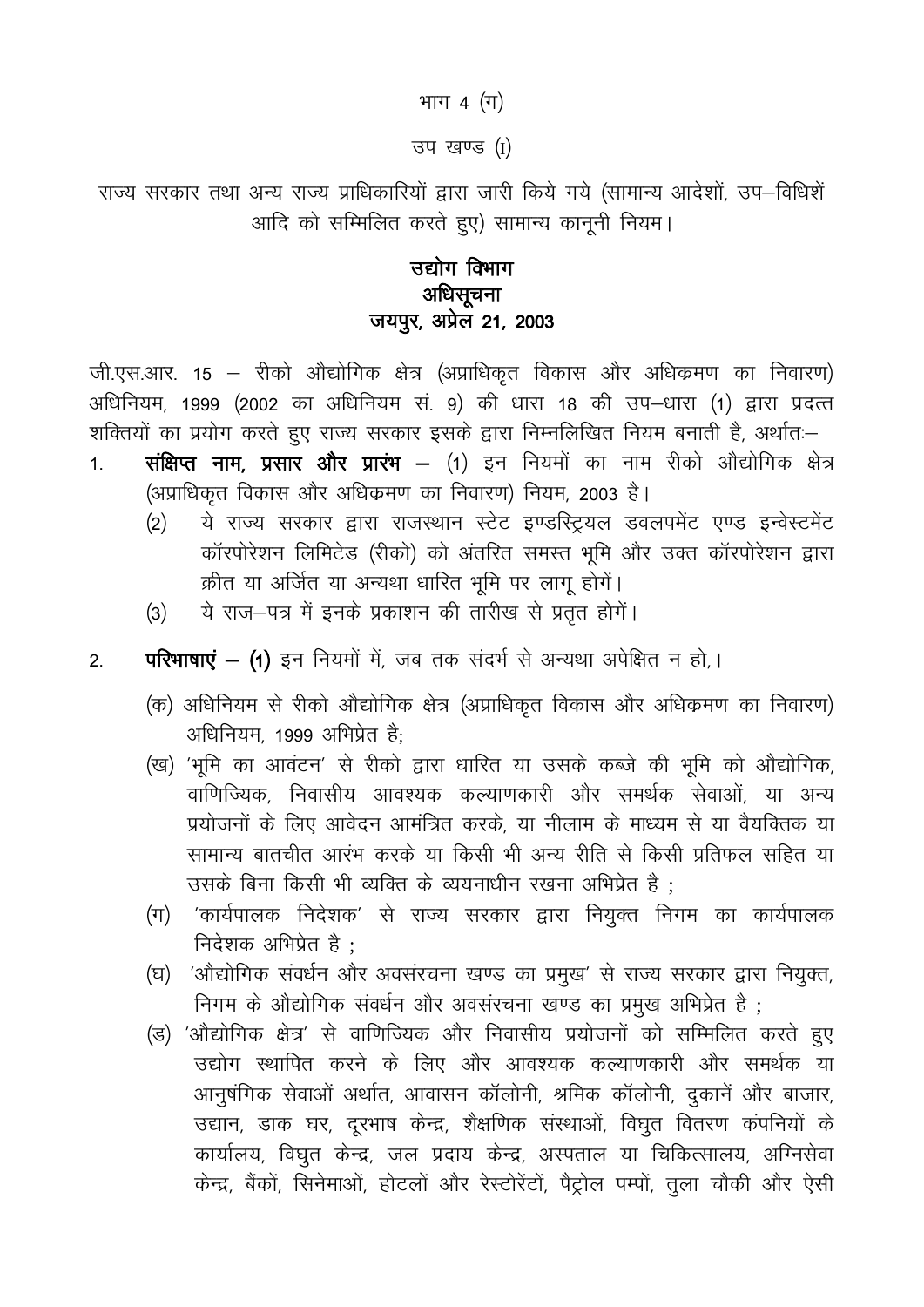भाग 4 (ग)

उप खण्ड (I)

राज्य सरकार तथा अन्य राज्य प्राधिकारियों द्वारा जारी किये गये (सामान्य आदेशों, उप–विधिशें आदि को सम्मिलित करते हुए) सामान्य कानूनी नियम।

## उद्योग विभाग
## अधिसूचना
## जयपुर, अप्रेल 21, 2003

जी.एस.आर. 15 – रीको औद्योगिक क्षेत्र (अप्राधिकृत विकास और अधिक्रमण का निवारण) अधिनियम, 1999 (2002 का अधिनियम सं. 9) की धारा 18 की उप–धारा (1) द्वारा प्रदत्त शक्तियों का प्रयोग करते हुए राज्य सरकार इसके द्वारा निम्नलिखित नियम बनाती है, अर्थातः–

1. **संक्षिप्त नाम, प्रसार और प्रारंभ** – (1) इन नियमों का नाम रीको औद्योगिक क्षेत्र (अप्राधिकृत विकास और अधिक्रमण का निवारण) नियम, 2003 है।
   (2) ये राज्य सरकार द्वारा राजस्थान स्टेट इण्डस्ट्रियल डवलपमेंट एण्ड इन्वेस्टमेंट कॉरपोरेशन लिमिटेड (रीको) को अंतरित समस्त भूमि और उक्त कॉरपोरेशन द्वारा क्रीत या अर्जित या अन्यथा धारित भूमि पर लागू होगें।
   (3) ये राज–पत्र में इनके प्रकाशन की तारीख से प्रवृत होगें।

2. **परिभाषाएं – (1)** इन नियमों में, जब तक संदर्भ से अन्यथा अपेक्षित न हो,।
   (क) अधिनियम से रीको औद्योगिक क्षेत्र (अप्राधिकृत विकास और अधिक्रमण का निवारण) अधिनियम, 1999 अभिप्रेत है;
   (ख) 'भूमि का आवंटन' से रीको द्वारा धारित या उसके कब्जे की भूमि को औद्योगिक, वाणिज्यिक, निवासीय आवश्यक कल्याणकारी और समर्थक सेवाओं, या अन्य प्रयोजनों के लिए आवेदन आमंत्रित करके, या नीलाम के माध्यम से या वैयक्तिक या सामान्य बातचीत आरंभ करके या किसी भी अन्य रीति से किसी प्रतिफल सहित या उसके बिना किसी भी व्यक्ति के व्ययनाधीन रखना अभिप्रेत है ;
   (ग) 'कार्यपालक निदेशक' से राज्य सरकार द्वारा नियुक्त निगम का कार्यपालक निदेशक अभिप्रेत है ;
   (घ) 'औद्योगिक संवर्धन और अवसंरचना खण्ड का प्रमुख' से राज्य सरकार द्वारा नियुक्त, निगम के औद्योगिक संवर्धन और अवसंरचना खण्ड का प्रमुख अभिप्रेत है ;
   (ड) 'औद्योगिक क्षेत्र' से वाणिज्यिक और निवासीय प्रयोजनों को सम्मिलित करते हुए उद्योग स्थापित करने के लिए और आवश्यक कल्याणकारी और समर्थक या आनुषंगिक सेवाओं अर्थात, आवासन कॉलोनी, श्रमिक कॉलोनी, दुकानें और बाजार, उद्यान, डाक घर, दूरभाष केन्द्र, शैक्षणिक संस्थाओं, विघुत वितरण कंपनियों के कार्यालय, विघुत केन्द्र, जल प्रदाय केन्द्र, अस्पताल या चिकित्सालय, अग्निसेवा केन्द्र, बैंकों, सिनेमाओं, होटलों और रेस्टोरेंटों, पैट्रोल पम्पों, तुला चौकी और ऐसी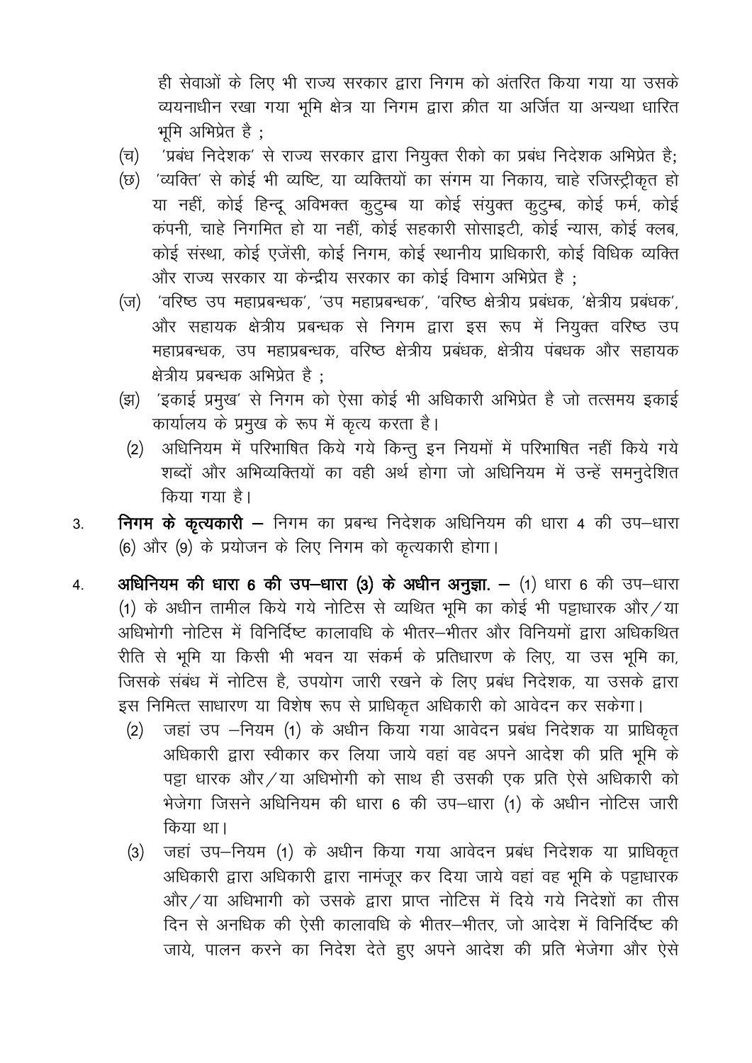ही सेवाओं के लिए भी राज्य सरकार द्वारा निगम को अंतरित किया गया या उसके व्ययनाधीन रखा गया भूमि क्षेत्र या निगम द्वारा क्रीत या अर्जित या अन्यथा धारित भूमि अभिप्रेत है ;

(च) 'प्रबंध निदेशक' से राज्य सरकार द्वारा नियुक्त रीको का प्रबंध निदेशक अभिप्रेत है;

(छ) 'व्यक्ति' से कोई भी व्यष्टि, या व्यक्तियों का संगम या निकाय, चाहे रजिस्ट्रीकृत हो या नहीं, कोई हिन्दू अविभक्त कुटुम्ब या कोई संयुक्त कुटुम्ब, कोई फर्म, कोई कंपनी, चाहे निगमित हो या नहीं, कोई सहकारी सोसाइटी, कोई न्यास, कोई क्लब, कोई संस्था, कोई एजेंसी, कोई निगम, कोई स्थानीय प्राधिकारी, कोई विधिक व्यक्ति और राज्य सरकार या केन्द्रीय सरकार का कोई विभाग अभिप्रेत है ;

(ज) 'वरिष्ठ उप महाप्रबन्धक', 'उप महाप्रबन्धक', 'वरिष्ठ क्षेत्रीय प्रबंधक, 'क्षेत्रीय प्रबंधक', और सहायक क्षेत्रीय प्रबन्धक से निगम द्वारा इस रूप में नियुक्त वरिष्ठ उप महाप्रबन्धक, उप महाप्रबन्धक, वरिष्ठ क्षेत्रीय प्रबंधक, क्षेत्रीय पंबधक और सहायक क्षेत्रीय प्रबन्धक अभिप्रेत है ;

(झ) 'इकाई प्रमुख' से निगम को ऐसा कोई भी अधिकारी अभिप्रेत है जो तत्समय इकाई कार्यालय के प्रमुख के रूप में कृत्य करता है।

(2) अधिनियम में परिभाषित किये गये किन्तु इन नियमों में परिभाषित नहीं किये गये शब्दों और अभिव्यक्तियों का वही अर्थ होगा जो अधिनियम में उन्हें समनुदेशित किया गया है।

3. **निगम के कृत्यकारी** — निगम का प्रबन्ध निदेशक अधिनियम की धारा 4 की उप–धारा (6) और (9) के प्रयोजन के लिए निगम को कृत्यकारी होगा।

4. **अधिनियम की धारा 6 की उप–धारा (3) के अधीन अनुज्ञा.** — (1) धारा 6 की उप–धारा (1) के अधीन तामील किये गये नोटिस से व्यथित भूमि का कोई भी पट्टाधारक और/या अधिभोगी नोटिस में विनिर्दिष्ट कालावधि के भीतर–भीतर और विनियमों द्वारा अधिकथित रीति से भूमि या किसी भी भवन या संकर्म के प्रतिधारण के लिए, या उस भूमि का, जिसके संबंध में नोटिस है, उपयोग जारी रखने के लिए प्रबंध निदेशक, या उसके द्वारा इस निमित्त साधारण या विशेष रूप से प्राधिकृत अधिकारी को आवेदन कर सकेगा।

(2) जहां उप –नियम (1) के अधीन किया गया आवेदन प्रबंध निदेशक या प्राधिकृत अधिकारी द्वारा स्वीकार कर लिया जाये वहां वह अपने आदेश की प्रति भूमि के पट्टा धारक और/या अधिभोगी को साथ ही उसकी एक प्रति ऐसे अधिकारी को भेजेगा जिसने अधिनियम की धारा 6 की उप–धारा (1) के अधीन नोटिस जारी किया था।

(3) जहां उप–नियम (1) के अधीन किया गया आवेदन प्रबंध निदेशक या प्राधिकृत अधिकारी द्वारा अधिकारी द्वारा नामंजूर कर दिया जाये वहां वह भूमि के पट्टाधारक और/या अधिभागी को उसके द्वारा प्राप्त नोटिस में दिये गये निदेशों का तीस दिन से अनधिक की ऐसी कालावधि के भीतर–भीतर, जो आदेश में विनिर्दिष्ट की जाये, पालन करने का निदेश देते हुए अपने आदेश की प्रति भेजेगा और ऐसे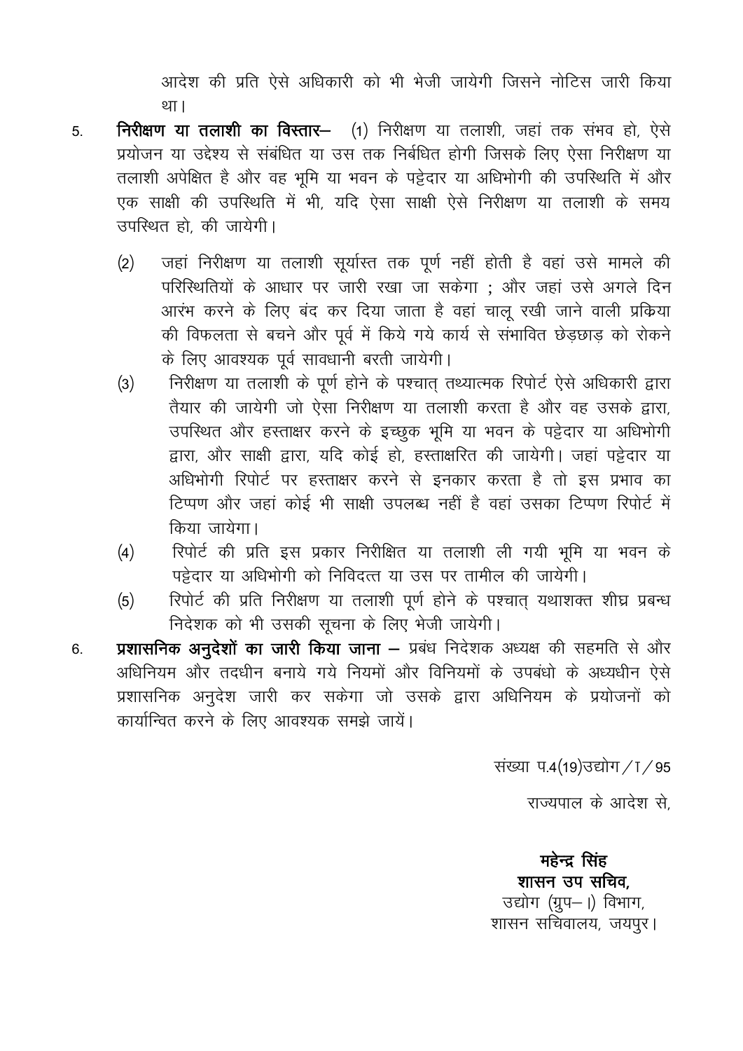आदेश की प्रति ऐसे अधिकारी को भी भेजी जायेगी जिसने नोटिस जारी किया था।

5. **निरीक्षण या तलाशी का विस्तार–** (1) निरीक्षण या तलाशी, जहां तक संभव हो, ऐसे प्रयोजन या उद्देश्य से संबंधित या उस तक निर्बधित होगी जिसके लिए ऐसा निरीक्षण या तलाशी अपेक्षित है और वह भूमि या भवन के पट्टेदार या अधिभोगी की उपस्थिति में और एक साक्षी की उपस्थिति में भी, यदि ऐसा साक्षी ऐसे निरीक्षण या तलाशी के समय उपस्थित हो, की जायेगी।

   (2) जहां निरीक्षण या तलाशी सूर्यास्त तक पूर्ण नहीं होती है वहां उसे मामले की परिस्थितियों के आधार पर जारी रखा जा सकेगा ; और जहां उसे अगले दिन आरंभ करने के लिए बंद कर दिया जाता है वहां चालू रखी जाने वाली प्रक्रिया की विफलता से बचने और पूर्व में किये गये कार्य से संभावित छेड़छाड़ को रोकने के लिए आवश्यक पूर्व सावधानी बरती जायेगी।

   (3) निरीक्षण या तलाशी के पूर्ण होने के पश्चात् तथ्यात्मक रिपोर्ट ऐसे अधिकारी द्वारा तैयार की जायेगी जो ऐसा निरीक्षण या तलाशी करता है और वह उसके द्वारा, उपस्थित और हस्ताक्षर करने के इच्छुक भूमि या भवन के पट्टेदार या अधिभोगी द्वारा, और साक्षी द्वारा, यदि कोई हो, हस्ताक्षरित की जायेगी। जहां पट्टेदार या अधिभोगी रिपोर्ट पर हस्ताक्षर करने से इनकार करता है तो इस प्रभाव का टिप्पण और जहां कोई भी साक्षी उपलब्ध नहीं है वहां उसका टिप्पण रिपोर्ट में किया जायेगा।

   (4) रिपोर्ट की प्रति इस प्रकार निरीक्षित या तलाशी ली गयी भूमि या भवन के पट्टेदार या अधिभोगी को निविदत्त या उस पर तामील की जायेगी।

   (5) रिपोर्ट की प्रति निरीक्षण या तलाशी पूर्ण होने के पश्चात् यथाशक्त शीघ्र प्रबन्ध निदेशक को भी उसकी सूचना के लिए भेजी जायेगी।

6. **प्रशासनिक अनुदेशों का जारी किया जाना –** प्रबंध निदेशक अध्यक्ष की सहमति से और अधिनियम और तदधीन बनाये गये नियमों और विनियमों के उपबंधो के अध्यधीन ऐसे प्रशासनिक अनुदेश जारी कर सकेगा जो उसके द्वारा अधिनियम के प्रयोजनों को कार्यान्वित करने के लिए आवश्यक समझे जायें।

संख्या प.4(19)उद्योग/I/95

राज्यपाल के आदेश से,

**महेन्द्र सिंह**
**शासन उप सचिव,**
उद्योग (ग्रुप– I) विभाग,
शासन सचिवालय, जयपुर।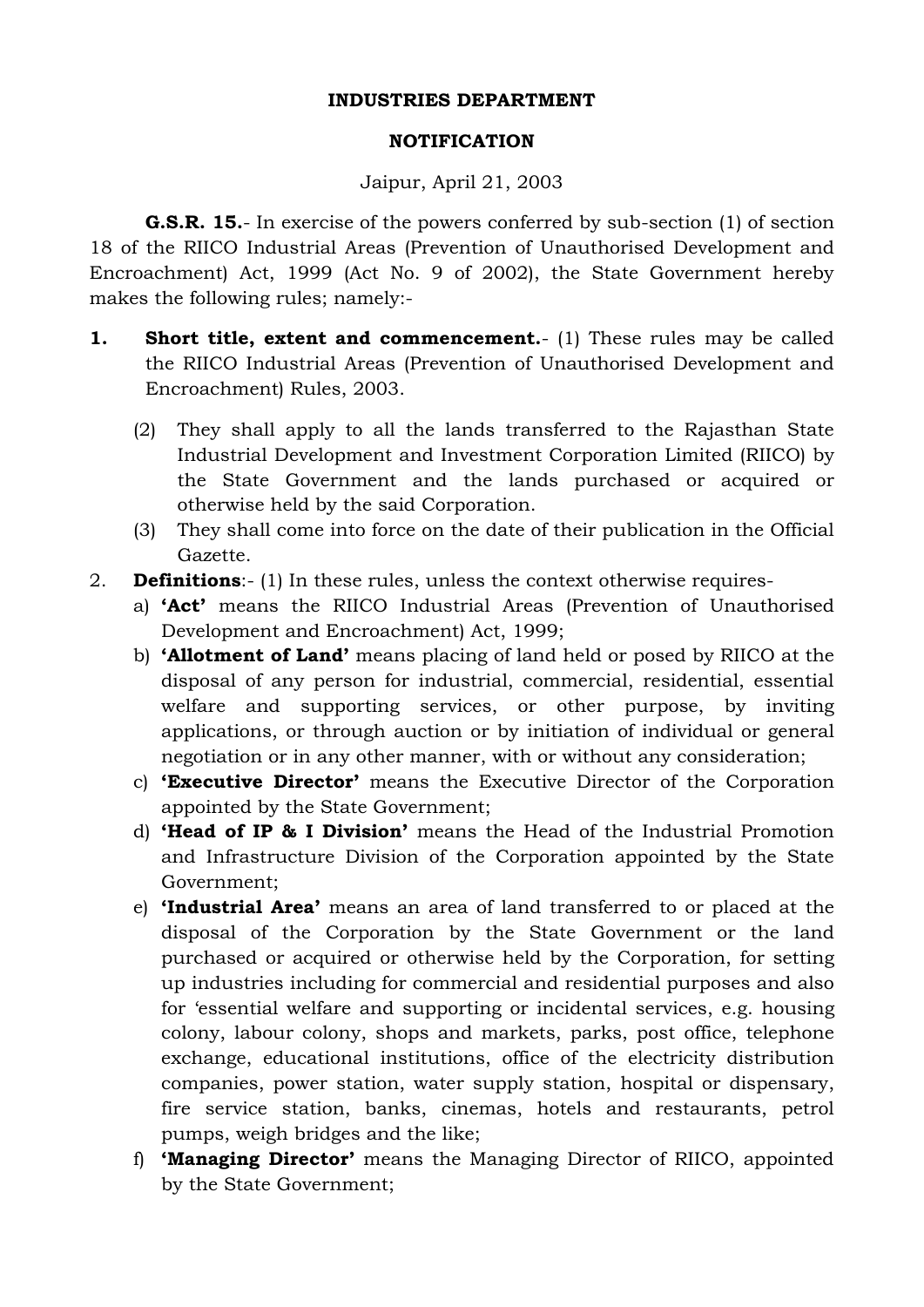**INDUSTRIES DEPARTMENT**

**NOTIFICATION**

Jaipur, April 21, 2003

**G.S.R. 15.**- In exercise of the powers conferred by sub-section (1) of section 18 of the RIICO Industrial Areas (Prevention of Unauthorised Development and Encroachment) Act, 1999 (Act No. 9 of 2002), the State Government hereby makes the following rules; namely:-

**1. Short title, extent and commencement.**- (1) These rules may be called the RIICO Industrial Areas (Prevention of Unauthorised Development and Encroachment) Rules, 2003.

(2) They shall apply to all the lands transferred to the Rajasthan State Industrial Development and Investment Corporation Limited (RIICO) by the State Government and the lands purchased or acquired or otherwise held by the said Corporation.

(3) They shall come into force on the date of their publication in the Official Gazette.

2. **Definitions**:- (1) In these rules, unless the context otherwise requires-

a) **'Act'** means the RIICO Industrial Areas (Prevention of Unauthorised Development and Encroachment) Act, 1999;

b) **'Allotment of Land'** means placing of land held or posed by RIICO at the disposal of any person for industrial, commercial, residential, essential welfare and supporting services, or other purpose, by inviting applications, or through auction or by initiation of individual or general negotiation or in any other manner, with or without any consideration;

c) **'Executive Director'** means the Executive Director of the Corporation appointed by the State Government;

d) **'Head of IP & I Division'** means the Head of the Industrial Promotion and Infrastructure Division of the Corporation appointed by the State Government;

e) **'Industrial Area'** means an area of land transferred to or placed at the disposal of the Corporation by the State Government or the land purchased or acquired or otherwise held by the Corporation, for setting up industries including for commercial and residential purposes and also for 'essential welfare and supporting or incidental services, e.g. housing colony, labour colony, shops and markets, parks, post office, telephone exchange, educational institutions, office of the electricity distribution companies, power station, water supply station, hospital or dispensary, fire service station, banks, cinemas, hotels and restaurants, petrol pumps, weigh bridges and the like;

f) **'Managing Director'** means the Managing Director of RIICO, appointed by the State Government;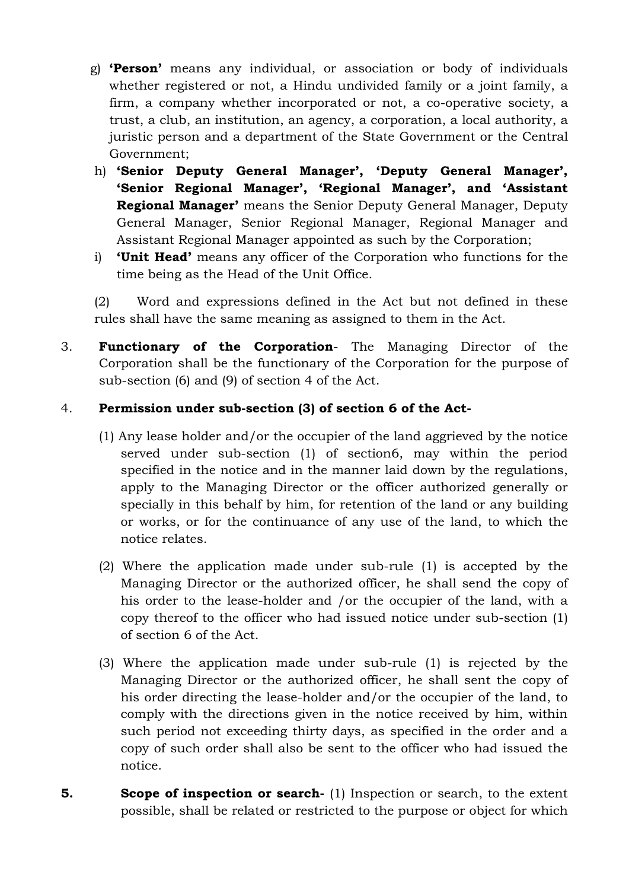g) **'Person'** means any individual, or association or body of individuals whether registered or not, a Hindu undivided family or a joint family, a firm, a company whether incorporated or not, a co-operative society, a trust, a club, an institution, an agency, a corporation, a local authority, a juristic person and a department of the State Government or the Central Government;

h) **'Senior Deputy General Manager', 'Deputy General Manager', 'Senior Regional Manager', 'Regional Manager', and 'Assistant Regional Manager'** means the Senior Deputy General Manager, Deputy General Manager, Senior Regional Manager, Regional Manager and Assistant Regional Manager appointed as such by the Corporation;

i) **'Unit Head'** means any officer of the Corporation who functions for the time being as the Head of the Unit Office.

(2) Word and expressions defined in the Act but not defined in these rules shall have the same meaning as assigned to them in the Act.

3. **Functionary of the Corporation**- The Managing Director of the Corporation shall be the functionary of the Corporation for the purpose of sub-section (6) and (9) of section 4 of the Act.

4. **Permission under sub-section (3) of section 6 of the Act-**

(1) Any lease holder and/or the occupier of the land aggrieved by the notice served under sub-section (1) of section6, may within the period specified in the notice and in the manner laid down by the regulations, apply to the Managing Director or the officer authorized generally or specially in this behalf by him, for retention of the land or any building or works, or for the continuance of any use of the land, to which the notice relates.

(2) Where the application made under sub-rule (1) is accepted by the Managing Director or the authorized officer, he shall send the copy of his order to the lease-holder and /or the occupier of the land, with a copy thereof to the officer who had issued notice under sub-section (1) of section 6 of the Act.

(3) Where the application made under sub-rule (1) is rejected by the Managing Director or the authorized officer, he shall sent the copy of his order directing the lease-holder and/or the occupier of the land, to comply with the directions given in the notice received by him, within such period not exceeding thirty days, as specified in the order and a copy of such order shall also be sent to the officer who had issued the notice.

**5.** **Scope of inspection or search-** (1) Inspection or search, to the extent possible, shall be related or restricted to the purpose or object for which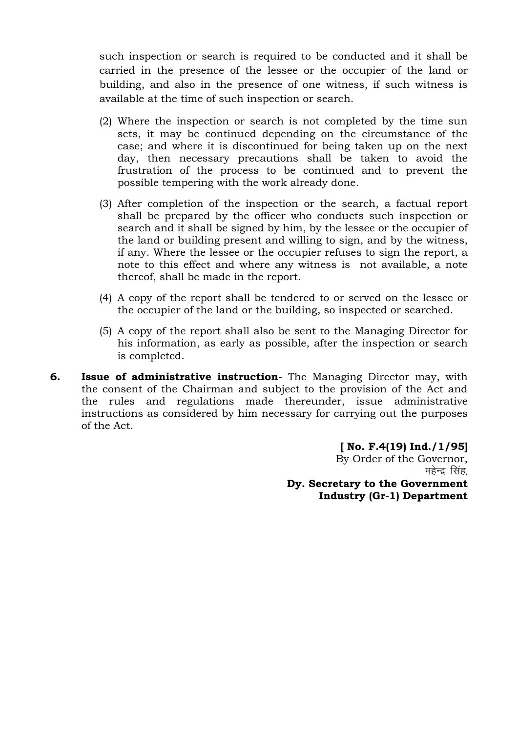such inspection or search is required to be conducted and it shall be carried in the presence of the lessee or the occupier of the land or building, and also in the presence of one witness, if such witness is available at the time of such inspection or search.

(2) Where the inspection or search is not completed by the time sun sets, it may be continued depending on the circumstance of the case; and where it is discontinued for being taken up on the next day, then necessary precautions shall be taken to avoid the frustration of the process to be continued and to prevent the possible tempering with the work already done.

(3) After completion of the inspection or the search, a factual report shall be prepared by the officer who conducts such inspection or search and it shall be signed by him, by the lessee or the occupier of the land or building present and willing to sign, and by the witness, if any. Where the lessee or the occupier refuses to sign the report, a note to this effect and where any witness is not available, a note thereof, shall be made in the report.

(4) A copy of the report shall be tendered to or served on the lessee or the occupier of the land or the building, so inspected or searched.

(5) A copy of the report shall also be sent to the Managing Director for his information, as early as possible, after the inspection or search is completed.

**6. Issue of administrative instruction-** The Managing Director may, with the consent of the Chairman and subject to the provision of the Act and the rules and regulations made thereunder, issue administrative instructions as considered by him necessary for carrying out the purposes of the Act.

**[ No. F.4(19) Ind./1/95]**

By Order of the Governor,

महेन्द्र सिंह,

**Dy. Secretary to the Government**

**Industry (Gr-1) Department**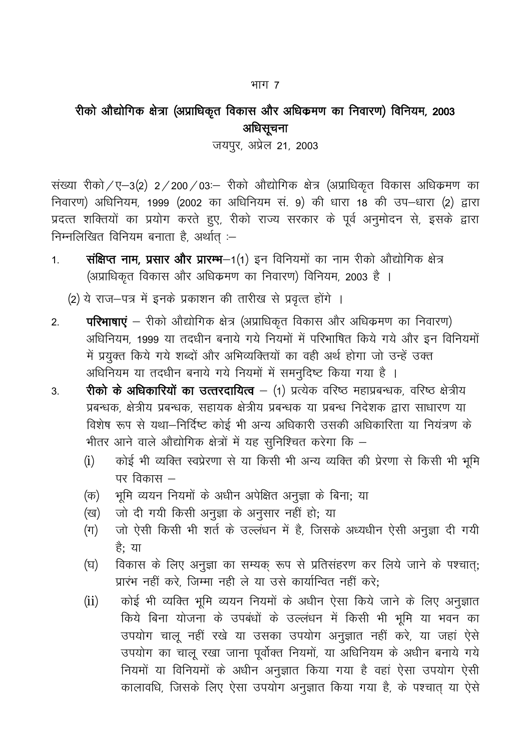भाग 7

# रीको औद्योगिक क्षेत्रा (अप्राधिकृत विकास और अधिक्रमण का निवारण) विनियम, 2003

## अधिसूचना

जयपुर, अप्रेल 21, 2003

संख्या रीको/ए–3(2) 2/200/03:– रीको औद्योगिक क्षेत्र (अप्राधिकृत विकास अधिक्रमण का निवारण) अधिनियम, 1999 (2002 का अधिनियम सं. 9) की धारा 18 की उप–धारा (2) द्वारा प्रदत्त शक्तियों का प्रयोग करते हुए, रीको राज्य सरकार के पूर्व अनुमोदन से, इसके द्वारा निम्नलिखित विनियम बनाता है, अर्थात् :–

1. **संक्षिप्त नाम, प्रसार और प्रारम्भ**–1(1) इन विनियमों का नाम रीको औद्योगिक क्षेत्र (अप्राधिकृत विकास और अधिक्रमण का निवारण) विनियम, 2003 है ।

   (2) ये राज–पत्र में इनके प्रकाशन की तारीख से प्रवृत्त होंगे ।

2. **परिभाषाएं** – रीको औद्योगिक क्षेत्र (अप्राधिकृत विकास और अधिक्रमण का निवारण) अधिनियम, 1999 या तदधीन बनाये गये नियमों में परिभाषित किये गये और इन विनियमों में प्रयुक्त किये गये शब्दों और अभिव्यक्तियों का वही अर्थ होगा जो उन्हें उक्त अधिनियम या तदधीन बनाये गये नियमों में समनुदिष्ट किया गया है ।

3. **रीको के अधिकारियों का उत्तरदायित्व** – (1) प्रत्येक वरिष्ठ महाप्रबन्धक, वरिष्ठ क्षेत्रीय प्रबन्धक, क्षेत्रीय प्रबन्धक, सहायक क्षेत्रीय प्रबन्धक या प्रबन्ध निदेशक द्वारा साधारण या विशेष रूप से यथा–निर्दिष्ट कोई भी अन्य अधिकारी उसकी अधिकारिता या नियंत्रण के भीतर आने वाले औद्योगिक क्षेत्रों में यह सुनिश्चित करेगा कि –

   (i) कोई भी व्यक्ति स्वप्रेरणा से या किसी भी अन्य व्यक्ति की प्रेरणा से किसी भी भूमि पर विकास –

   (क) भूमि व्ययन नियमों के अधीन अपेक्षित अनुज्ञा के बिना; या

   (ख) जो दी गयी किसी अनुज्ञा के अनुसार नहीं हो; या

   (ग) जो ऐसी किसी भी शर्त के उल्लंघन में है, जिसके अध्यधीन ऐसी अनुज्ञा दी गयी है; या

   (घ) विकास के लिए अनुज्ञा का सम्यक् रूप से प्रतिसंहरण कर लिये जाने के पश्चात्; प्रारंभ नहीं करे, जिम्मा नही ले या उसे कार्यान्वित नहीं करें;

   (ii) कोई भी व्यक्ति भूमि व्ययन नियमों के अधीन ऐसा किये जाने के लिए अनुज्ञात किये बिना योजना के उपबंधों के उल्लंघन में किसी भी भूमि या भवन का उपयोग चालू नहीं रखे या उसका उपयोग अनुज्ञात नहीं करे, या जहां ऐसे उपयोग का चालू रखा जाना पूर्वोक्त नियमों, या अधिनियम के अधीन बनाये गये नियमों या विनियमों के अधीन अनुज्ञात किया गया है वहां ऐसा उपयोग ऐसी कालावधि, जिसके लिए ऐसा उपयोग अनुज्ञात किया गया है, के पश्चात् या ऐसे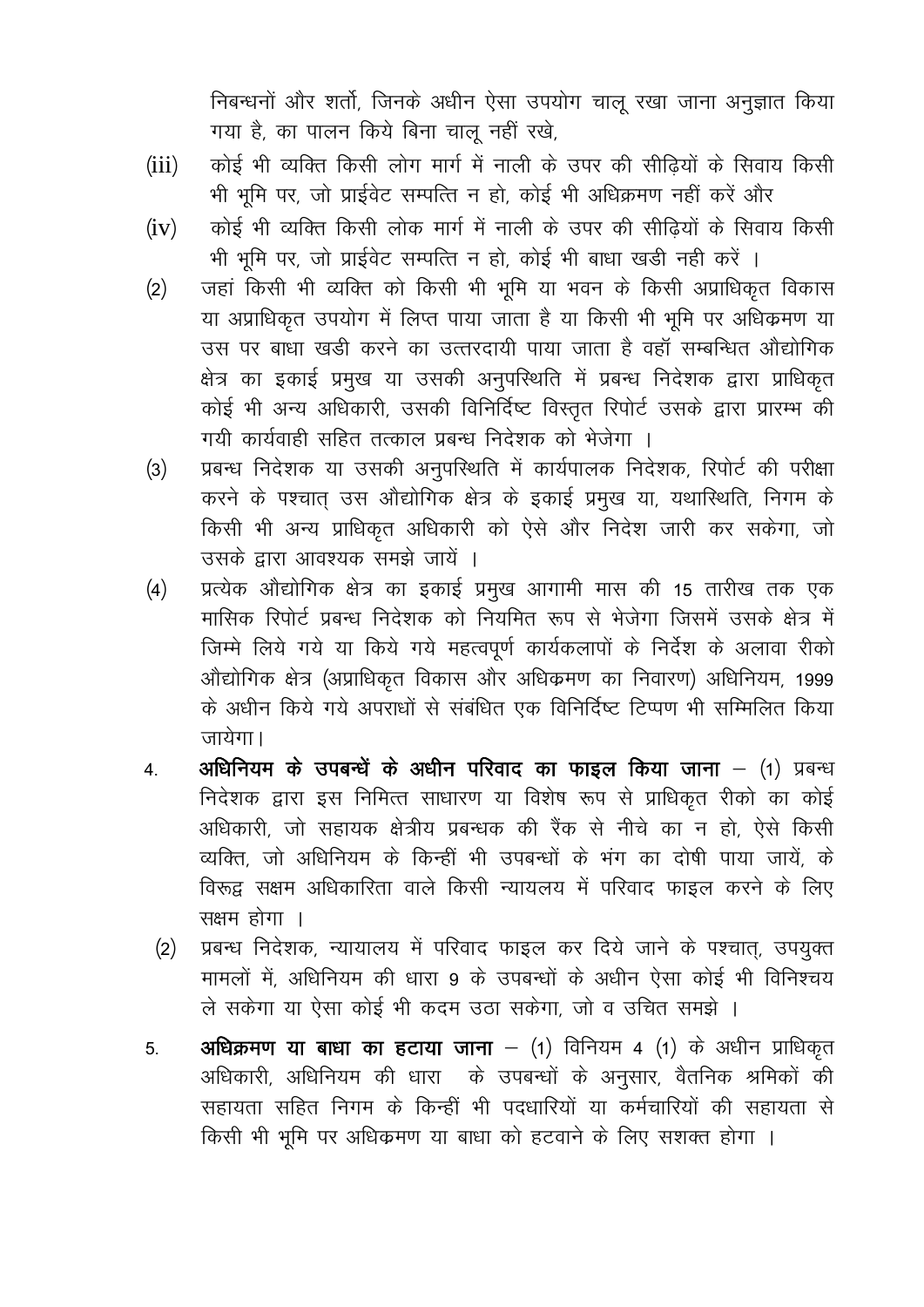निबन्धनों और शर्तो, जिनके अधीन ऐसा उपयोग चालू रखा जाना अनुज्ञात किया गया है, का पालन किये बिना चालू नहीं रखे,

(iii) कोई भी व्यक्ति किसी लोग मार्ग में नाली के उपर की सीढ़ियों के सिवाय किसी भी भूमि पर, जो प्राईवेट सम्पत्ति न हो, कोई भी अधिक्रमण नहीं करें और

(iv) कोई भी व्यक्ति किसी लोक मार्ग में नाली के उपर की सीढ़ियों के सिवाय किसी भी भूमि पर, जो प्राईवेट सम्पत्ति न हो, कोई भी बाधा खडी नही करें ।

(2) जहां किसी भी व्यक्ति को किसी भी भूमि या भवन के किसी अप्राधिकृत विकास या अप्राधिकृत उपयोग में लिप्त पाया जाता है या किसी भी भूमि पर अधिक्रमण या उस पर बाधा खडी करने का उत्तरदायी पाया जाता है वहॉ सम्बन्धित औद्योगिक क्षेत्र का इकाई प्रमुख या उसकी अनुपस्थिति में प्रबन्ध निदेशक द्वारा प्राधिकृत कोई भी अन्य अधिकारी, उसकी विनिर्दिष्ट विस्तृत रिपोर्ट उसके द्वारा प्रारम्भ की गयी कार्यवाही सहित तत्काल प्रबन्ध निदेशक को भेजेगा ।

(3) प्रबन्ध निदेशक या उसकी अनुपस्थिति में कार्यपालक निदेशक, रिपोर्ट की परीक्षा करने के पश्चात् उस औद्योगिक क्षेत्र के इकाई प्रमुख या, यथास्थिति, निगम के किसी भी अन्य प्राधिकृत अधिकारी को ऐसे और निदेश जारी कर सकेगा, जो उसके द्वारा आवश्यक समझे जायें ।

(4) प्रत्येक औद्योगिक क्षेत्र का इकाई प्रमुख आगामी मास की 15 तारीख तक एक मासिक रिपोर्ट प्रबन्ध निदेशक को नियमित रूप से भेजेगा जिसमें उसके क्षेत्र में जिम्मे लिये गये या किये गये महत्वपूर्ण कार्यकलापों के निर्देश के अलावा रीको औद्योगिक क्षेत्र (अप्राधिकृत विकास और अधिक्रमण का निवारण) अधिनियम, 1999 के अधीन किये गये अपराधों से संबंधित एक विनिर्दिष्ट टिप्पण भी सम्मिलित किया जायेगा।

4. **अधिनियम के उपबन्धें के अधीन परिवाद का फाइल किया जाना** – (1) प्रबन्ध निदेशक द्वारा इस निमित्त साधारण या विशेष रूप से प्राधिकृत रीको का कोई अधिकारी, जो सहायक क्षेत्रीय प्रबन्धक की रैंक से नीचे का न हो, ऐसे किसी व्यक्ति, जो अधिनियम के किन्हीं भी उपबन्धों के भंग का दोषी पाया जायें, के विरूद्व सक्षम अधिकारिता वाले किसी न्यायलय में परिवाद फाइल करने के लिए सक्षम होगा ।

(2) प्रबन्ध निदेशक, न्यायालय में परिवाद फाइल कर दिये जाने के पश्चात्, उपयुक्त मामलों में, अधिनियम की धारा 9 के उपबन्धों के अधीन ऐसा कोई भी विनिश्चय ले सकेगा या ऐसा कोई भी कदम उठा सकेगा, जो व उचित समझे ।

5. **अधिक्रमण या बाधा का हटाया जाना** – (1) विनियम 4 (1) के अधीन प्राधिकृत अधिकारी, अधिनियम की धारा  के उपबन्धों के अनुसार, वैतनिक श्रमिकों की सहायता सहित निगम के किन्हीं भी पदधारियों या कर्मचारियों की सहायता से किसी भी भूमि पर अधिक्रमण या बाधा को हटवाने के लिए सशक्त होगा ।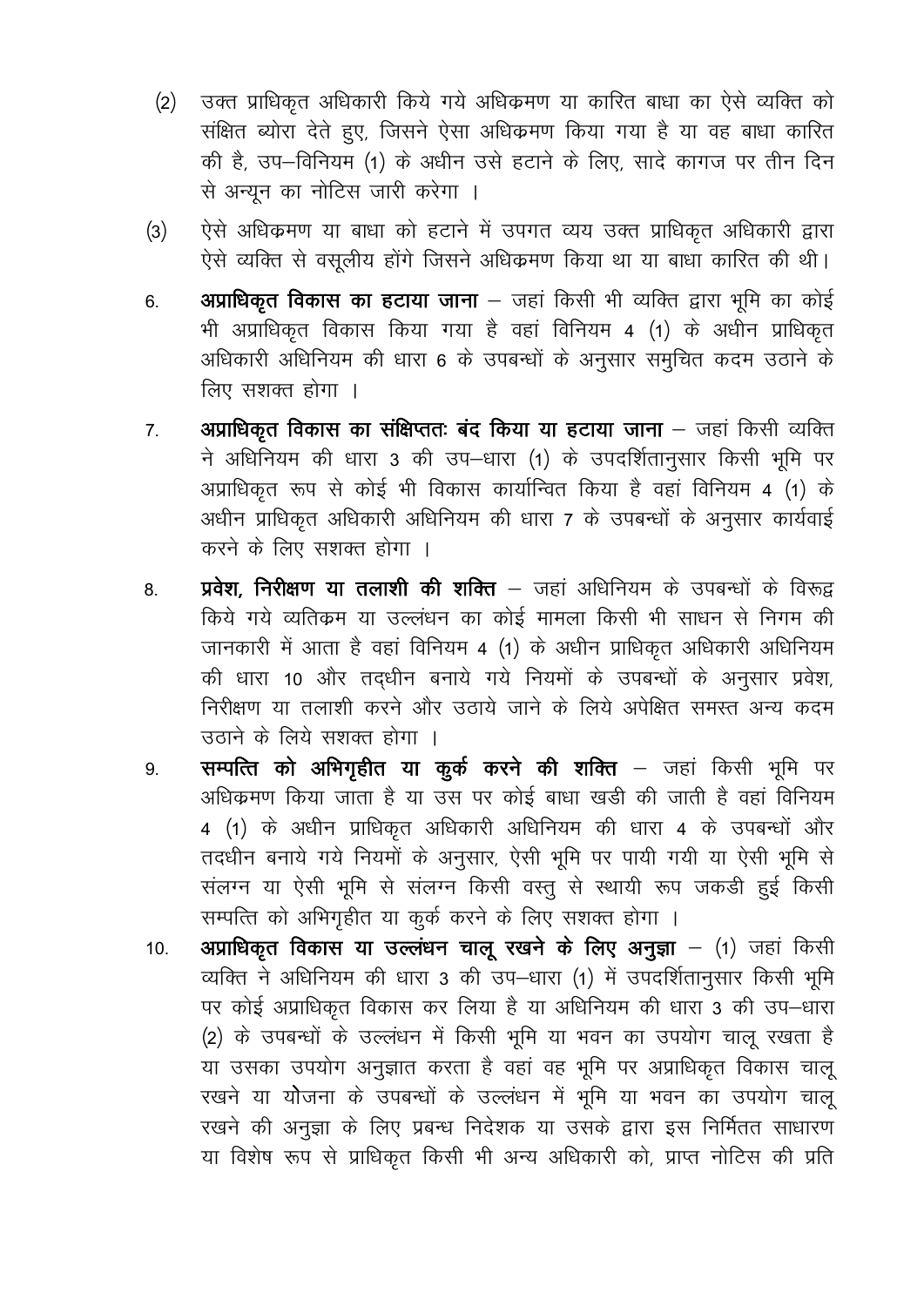(2) उक्त प्राधिकृत अधिकारी किये गये अधिक्रमण या कारित बाधा का ऐसे व्यक्ति को संक्षित ब्योरा देते हुए, जिसने ऐसा अधिक्रमण किया गया है या वह बाधा कारित की है, उप–विनियम (1) के अधीन उसे हटाने के लिए, सादे कागज पर तीन दिन से अन्यून का नोटिस जारी करेगा ।

(3) ऐसे अधिक्रमण या बाधा को हटाने में उपगत व्यय उक्त प्राधिकृत अधिकारी द्वारा ऐसे व्यक्ति से वसूलीय होंगे जिसने अधिक्रमण किया था या बाधा कारित की थी।

6. **अप्राधिकृत विकास का हटाया जाना** – जहां किसी भी व्यक्ति द्वारा भूमि का कोई भी अप्राधिकृत विकास किया गया है वहां विनियम 4 (1) के अधीन प्राधिकृत अधिकारी अधिनियम की धारा 6 के उपबन्धों के अनुसार समुचित कदम उठाने के लिए सशक्त होगा ।

7. **अप्राधिकृत विकास का संक्षिप्ततः बंद किया या हटाया जाना** – जहां किसी व्यक्ति ने अधिनियम की धारा 3 की उप–धारा (1) के उपदर्शितानुसार किसी भूमि पर अप्राधिकृत रूप से कोई भी विकास कार्यान्वित किया है वहां विनियम 4 (1) के अधीन प्राधिकृत अधिकारी अधिनियम की धारा 7 के उपबन्धों के अनुसार कार्यवाई करने के लिए सशक्त होगा ।

8. **प्रवेश, निरीक्षण या तलाशी की शक्ति** – जहां अधिनियम के उपबन्धों के विरूद्व किये गये व्यतिक्रम या उल्लंघन का कोई मामला किसी भी साधन से निगम की जानकारी में आता है वहां विनियम 4 (1) के अधीन प्राधिकृत अधिकारी अधिनियम की धारा 10 और तद्धीन बनाये गये नियमों के उपबन्धों के अनुसार प्रवेश, निरीक्षण या तलाशी करने और उठाये जाने के लिये अपेक्षित समस्त अन्य कदम उठाने के लिये सशक्त होगा ।

9. **सम्पत्ति को अभिगृहीत या कुर्क करने की शक्ति** – जहां किसी भूमि पर अधिक्रमण किया जाता है या उस पर कोई बाधा खडी की जाती है वहां विनियम 4 (1) के अधीन प्राधिकृत अधिकारी अधिनियम की धारा 4 के उपबन्धों और तदधीन बनाये गये नियमों के अनुसार, ऐसी भूमि पर पायी गयी या ऐसी भूमि से संलग्न या ऐसी भूमि से संलग्न किसी वस्तु से स्थायी रूप जकडी हुई किसी सम्पत्ति को अभिगृहीत या कुर्क करने के लिए सशक्त होगा ।

10. **अप्राधिकृत विकास या उल्लंघन चालू रखने के लिए अनुज्ञा** – (1) जहां किसी व्यक्ति ने अधिनियम की धारा 3 की उप–धारा (1) में उपदर्शितानुसार किसी भूमि पर कोई अप्राधिकृत विकास कर लिया है या अधिनियम की धारा 3 की उप–धारा (2) के उपबन्धों के उल्लंघन में किसी भूमि या भवन का उपयोग चालू रखता है या उसका उपयोग अनुज्ञात करता है वहां वह भूमि पर अप्राधिकृत विकास चालू रखने या योजना के उपबन्धों के उल्लंघन में भूमि या भवन का उपयोग चालू रखने की अनुज्ञा के लिए प्रबन्ध निदेशक या उसके द्वारा इस निर्मितत साधारण या विशेष रूप से प्राधिकृत किसी भी अन्य अधिकारी को, प्राप्त नोटिस की प्रति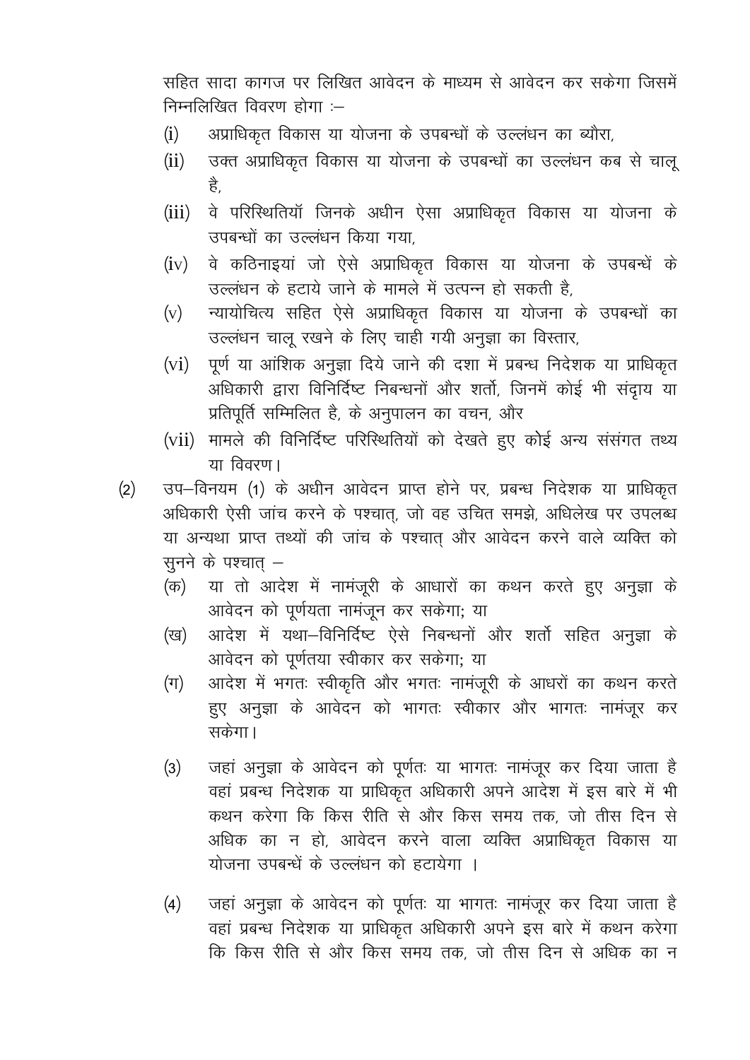सहित सादा कागज पर लिखित आवेदन के माध्यम से आवेदन कर सकेगा जिसमें निम्नलिखित विवरण होगा :–

(i) अप्राधिकृत विकास या योजना के उपबन्धों के उल्लंधन का ब्यौरा,

(ii) उक्त अप्राधिकृत विकास या योजना के उपबन्धों का उल्लंधन कब से चालू है,

(iii) वे परिस्थितियॉ जिनके अधीन ऐसा अप्राधिकृत विकास या योजना के उपबन्धों का उल्लंधन किया गया,

(iv) वे कठिनाइयां जो ऐसे अप्राधिकृत विकास या योजना के उपबन्धें के उल्लंधन के हटाये जाने के मामले में उत्पन्न हो सकती है,

(v) न्यायोचित्य सहित ऐसे अप्राधिकृत विकास या योजना के उपबन्धों का उल्लंधन चालू रखने के लिए चाही गयी अनुज्ञा का विस्तार,

(vi) पूर्ण या आंशिक अनुज्ञा दिये जाने की दशा में प्रबन्ध निदेशक या प्राधिकृत अधिकारी द्वारा विनिर्दिष्ट निबन्धनों और शर्तो, जिनमें कोई भी संदाय या प्रतिपूर्ति सम्मिलित है, के अनुपालन का वचन, और

(vii) मामले की विनिर्दिष्ट परिस्थितियों को देखते हुए कोई अन्य संसंगत तथ्य या विवरण।

(2) उप–विनयम (1) के अधीन आवेदन प्राप्त होने पर, प्रबन्ध निदेशक या प्राधिकृत अधिकारी ऐसी जांच करने के पश्चात्, जो वह उचित समझे, अधिलेख पर उपलब्ध या अन्यथा प्राप्त तथ्यों की जांच के पश्चात् और आवेदन करने वाले व्यक्ति को सुनने के पश्चात् –

(क) या तो आदेश में नामंजूरी के आधारों का कथन करते हुए अनुज्ञा के आवेदन को पूर्णयता नामंजून कर सकेगा; या

(ख) आदेश में यथा–विनिर्दिष्ट ऐसे निबन्धनों और शर्तो सहित अनुज्ञा के आवेदन को पूर्णतया स्वीकार कर सकेगा; या

(ग) आदेश में भगतः स्वीकृति और भगतः नामंजूरी के आधरों का कथन करते हुए अनुज्ञा के आवेदन को भागतः स्वीकार और भागतः नामंजूर कर सकेगा।

(3) जहां अनुज्ञा के आवेदन को पूर्णतः या भागतः नामंजूर कर दिया जाता है वहां प्रबन्ध निदेशक या प्राधिकृत अधिकारी अपने आदेश में इस बारे में भी कथन करेगा कि किस रीति से और किस समय तक, जो तीस दिन से अधिक का न हो, आवेदन करने वाला व्यक्ति अप्राधिकृत विकास या योजना उपबन्धें के उल्लंधन को हटायेगा ।

(4) जहां अनुज्ञा के आवेदन को पूर्णतः या भागतः नामंजूर कर दिया जाता है वहां प्रबन्ध निदेशक या प्राधिकृत अधिकारी अपने इस बारे में कथन करेगा कि किस रीति से और किस समय तक, जो तीस दिन से अधिक का न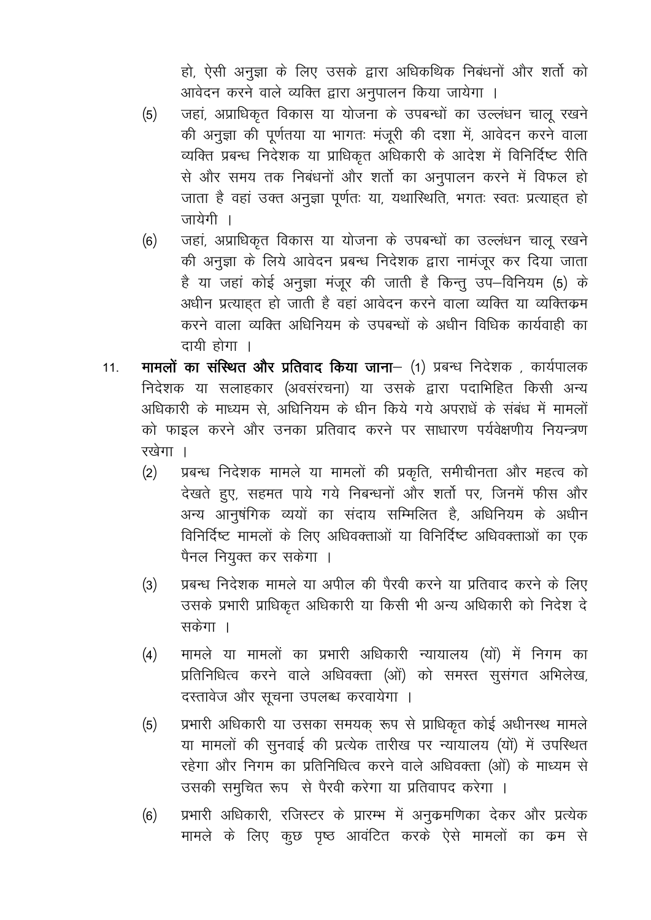हो, ऐसी अनुज्ञा के लिए उसके द्वारा अधिकथिक निबंधनों और शर्तो को आवेदन करने वाले व्यक्ति द्वारा अनुपालन किया जायेगा ।

(5) जहां, अप्राधिकृत विकास या योजना के उपबन्धों का उल्लंधन चालू रखने की अनुज्ञा की पूर्णतया या भागतः मंजूरी की दशा में, आवेदन करने वाला व्यक्ति प्रबन्ध निदेशक या प्राधिकृत अधिकारी के आदेश में विनिर्दिष्ट रीति से और समय तक निबंधनों और शर्तो का अनुपालन करने में विफल हो जाता है वहां उक्त अनुज्ञा पूर्णतः या, यथास्थिति, भगतः स्वतः प्रत्याहृत हो जायेगी ।

(6) जहां, अप्राधिकृत विकास या योजना के उपबन्धों का उल्लंधन चालू रखने की अनुज्ञा के लिये आवेदन प्रबन्ध निदेशक द्वारा नामंजूर कर दिया जाता है या जहां कोई अनुज्ञा मंजूर की जाती है किन्तु उप–विनियम (5) के अधीन प्रत्याहृत हो जाती है वहां आवेदन करने वाला व्यक्ति या व्यक्तिक्रम करने वाला व्यक्ति अधिनियम के उपबन्धों के अधीन विधिक कार्यवाही का दायी होगा ।

11. **मामलों का संस्थित और प्रतिवाद किया जाना**– (1) प्रबन्ध निदेशक , कार्यपालक निदेशक या सलाहकार (अवसंरचना) या उसके द्वारा पदाभिहित किसी अन्य अधिकारी के माध्यम से, अधिनियम के धीन किये गये अपराधें के संबंध में मामलों को फाइल करने और उनका प्रतिवाद करने पर साधारण पर्यवेक्षणीय नियन्त्रण रखेगा ।

(2) प्रबन्ध निदेशक मामले या मामलों की प्रकृति, समीचीनता और महत्व को देखते हुए, सहमत पाये गये निबन्धनों और शर्तो पर, जिनमें फीस और अन्य आनुषंगिक व्ययों का संदाय सम्मिलित है, अधिनियम के अधीन विनिर्दिष्ट मामलों के लिए अधिवक्ताओं या विनिर्दिष्ट अधिवक्ताओं का एक पैनल नियुक्त कर सकेगा ।

(3) प्रबन्ध निदेशक मामले या अपील की पैरवी करने या प्रतिवाद करने के लिए उसके प्रभारी प्राधिकृत अधिकारी या किसी भी अन्य अधिकारी को निदेश दे सकेगा ।

(4) मामले या मामलों का प्रभारी अधिकारी न्यायालय (यों) में निगम का प्रतिनिधित्व करने वाले अधिवक्ता (ओं) को समस्त सुसंगत अभिलेख, दस्तावेज और सूचना उपलब्ध करवायेगा ।

(5) प्रभारी अधिकारी या उसका समयक् रूप से प्राधिकृत कोई अधीनस्थ मामले या मामलों की सुनवाई की प्रत्येक तारीख पर न्यायालय (यों) में उपस्थित रहेगा और निगम का प्रतिनिधित्व करने वाले अधिवक्ता (ओं) के माध्यम से उसकी समुचित रूप से पैरवी करेगा या प्रतिवापद करेगा ।

(6) प्रभारी अधिकारी, रजिस्टर के प्रारम्भ में अनुक्रमणिका देकर और प्रत्येक मामले के लिए कुछ पृष्ठ आवंटित करके ऐसे मामलों का क्रम से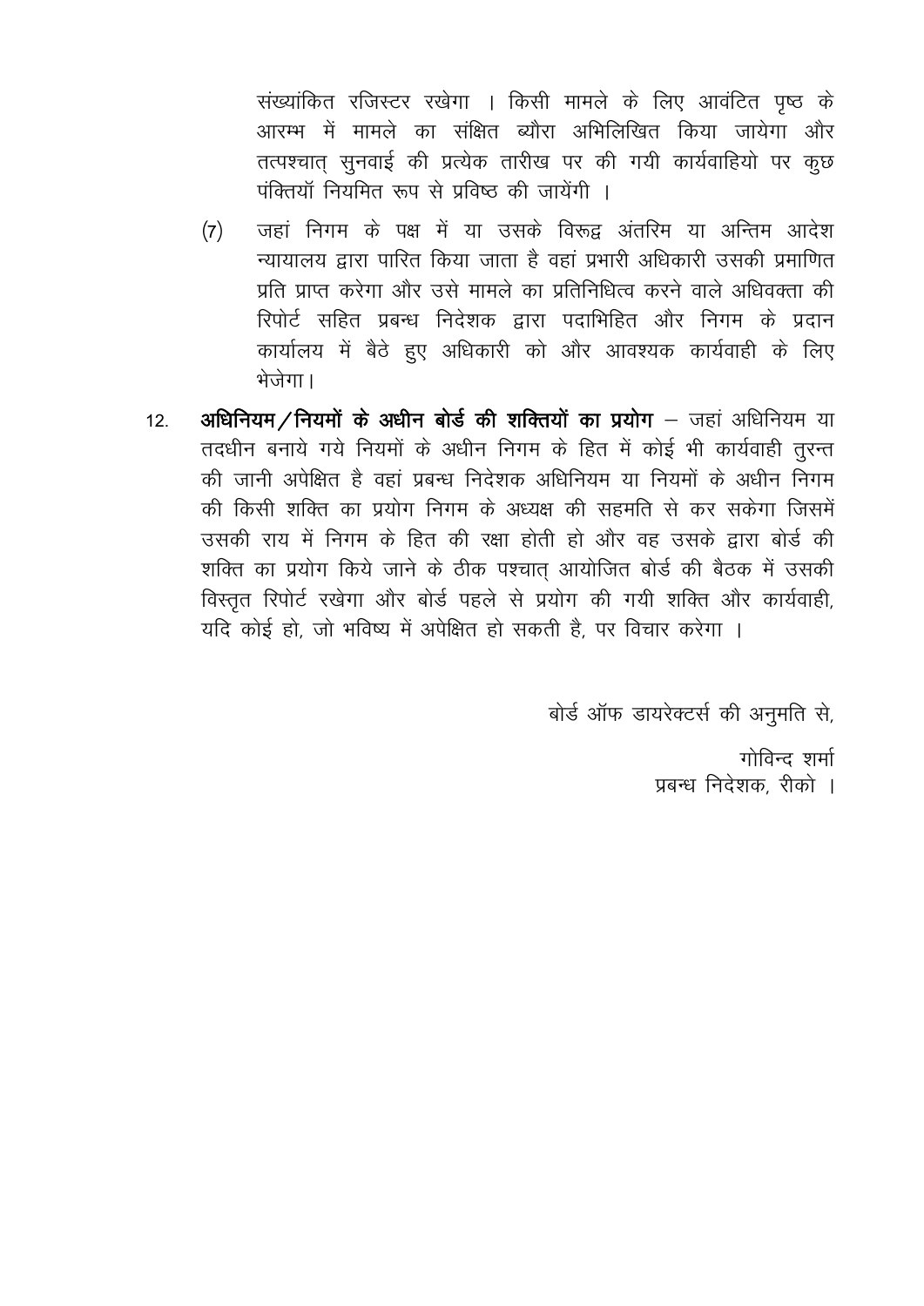संख्यांकित रजिस्टर रखेगा । किसी मामले के लिए आवंटित पृष्ठ के आरम्भ में मामले का संक्षित ब्यौरा अभिलिखित किया जायेगा और तत्पश्चात् सुनवाई की प्रत्येक तारीख पर की गयी कार्यवाहियो पर कुछ पंक्तियॉ नियमित रूप से प्रविष्ठ की जायेंगी ।

(7) जहां निगम के पक्ष में या उसके विरूद्व अंतरिम या अन्तिम आदेश न्यायालय द्वारा पारित किया जाता है वहां प्रभारी अधिकारी उसकी प्रमाणित प्रति प्राप्त करेगा और उसे मामले का प्रतिनिधित्व करने वाले अधिवक्ता की रिपोर्ट सहित प्रबन्ध निदेशक द्वारा पदाभिहित और निगम के प्रदान कार्यालय में बैठे हुए अधिकारी को और आवश्यक कार्यवाही के लिए भेजेगा।

12. **अधिनियम/नियमों के अधीन बोर्ड की शक्तियों का प्रयोग** – जहां अधिनियम या तदधीन बनाये गये नियमों के अधीन निगम के हित में कोई भी कार्यवाही तुरन्त की जानी अपेक्षित है वहां प्रबन्ध निदेशक अधिनियम या नियमों के अधीन निगम की किसी शक्ति का प्रयोग निगम के अध्यक्ष की सहमति से कर सकेगा जिसमें उसकी राय में निगम के हित की रक्षा होती हो और वह उसके द्वारा बोर्ड की शक्ति का प्रयोग किये जाने के ठीक पश्चात् आयोजित बोर्ड की बैठक में उसकी विस्तृत रिपोर्ट रखेगा और बोर्ड पहले से प्रयोग की गयी शक्ति और कार्यवाही, यदि कोई हो, जो भविष्य में अपेक्षित हो सकती है, पर विचार करेगा ।

बोर्ड ऑफ डायरेक्टर्स की अनुमति से,

गोविन्द शर्मा
प्रबन्ध निदेशक, रीको ।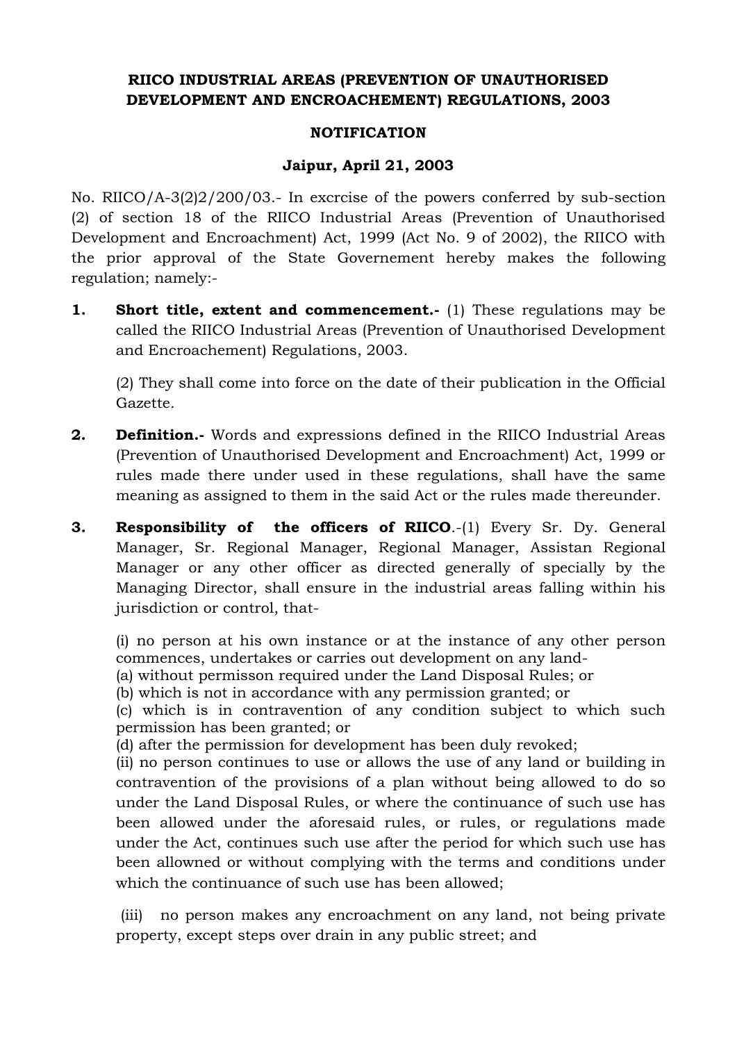**RIICO INDUSTRIAL AREAS (PREVENTION OF UNAUTHORISED DEVELOPMENT AND ENCROACHEMENT) REGULATIONS, 2003**

**NOTIFICATION**

**Jaipur, April 21, 2003**

No. RIICO/A-3(2)2/200/03.- In excrcise of the powers conferred by sub-section (2) of section 18 of the RIICO Industrial Areas (Prevention of Unauthorised Development and Encroachment) Act, 1999 (Act No. 9 of 2002), the RIICO with the prior approval of the State Governement hereby makes the following regulation; namely:-

**1. Short title, extent and commencement.-** (1) These regulations may be called the RIICO Industrial Areas (Prevention of Unauthorised Development and Encroachement) Regulations, 2003.

(2) They shall come into force on the date of their publication in the Official Gazette.

**2. Definition.-** Words and expressions defined in the RIICO Industrial Areas (Prevention of Unauthorised Development and Encroachment) Act, 1999 or rules made there under used in these regulations, shall have the same meaning as assigned to them in the said Act or the rules made thereunder.

**3. Responsibility of the officers of RIICO**.-(1) Every Sr. Dy. General Manager, Sr. Regional Manager, Regional Manager, Assistan Regional Manager or any other officer as directed generally of specially by the Managing Director, shall ensure in the industrial areas falling within his jurisdiction or control, that-

(i) no person at his own instance or at the instance of any other person commences, undertakes or carries out development on any land-
(a) without permisson required under the Land Disposal Rules; or
(b) which is not in accordance with any permission granted; or
(c) which is in contravention of any condition subject to which such permission has been granted; or
(d) after the permission for development has been duly revoked;
(ii) no person continues to use or allows the use of any land or building in contravention of the provisions of a plan without being allowed to do so under the Land Disposal Rules, or where the continuance of such use has been allowed under the aforesaid rules, or rules, or regulations made under the Act, continues such use after the period for which such use has been allowned or without complying with the terms and conditions under which the continuance of such use has been allowed;

(iii) no person makes any encroachment on any land, not being private property, except steps over drain in any public street; and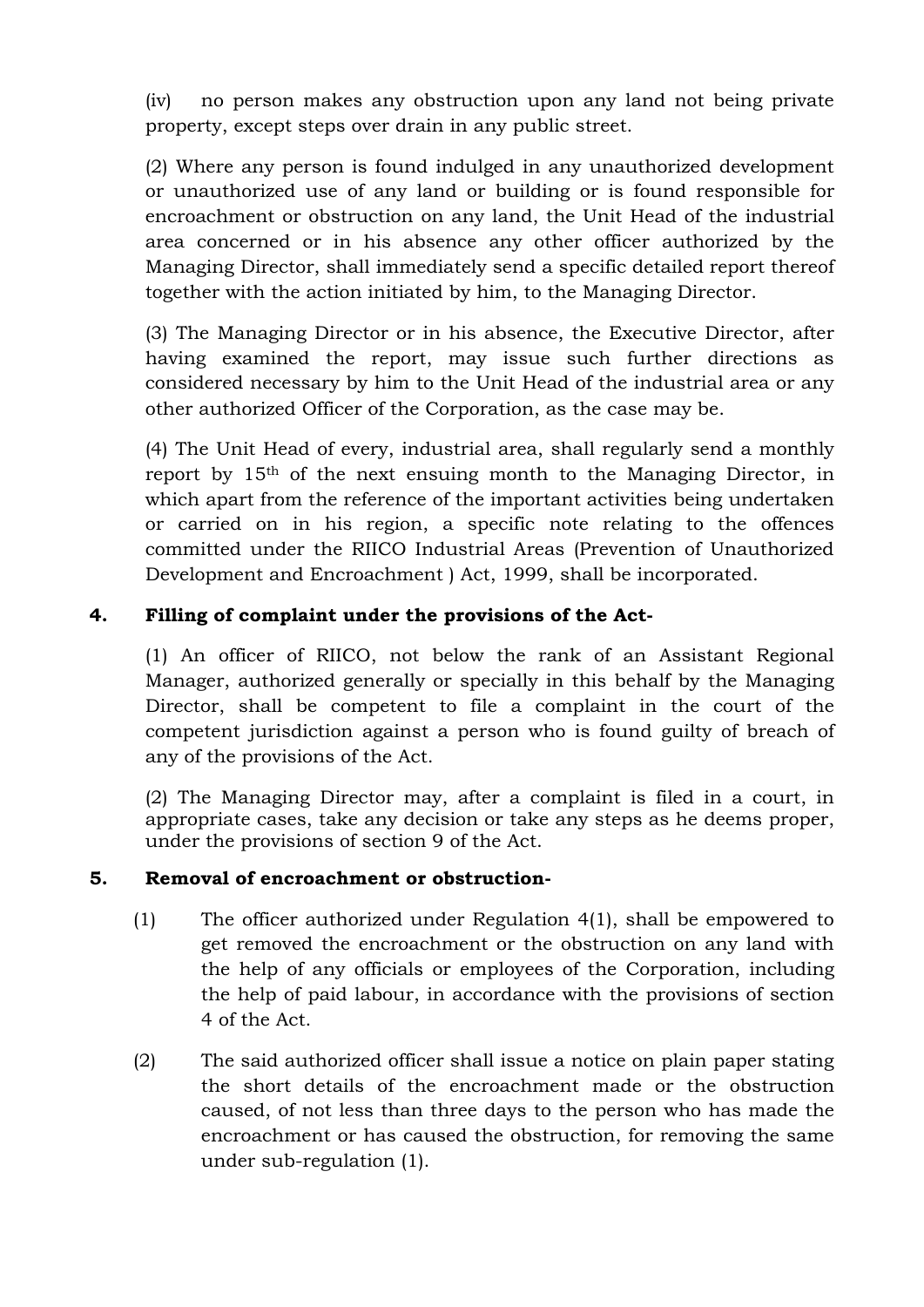(iv) no person makes any obstruction upon any land not being private property, except steps over drain in any public street.

(2) Where any person is found indulged in any unauthorized development or unauthorized use of any land or building or is found responsible for encroachment or obstruction on any land, the Unit Head of the industrial area concerned or in his absence any other officer authorized by the Managing Director, shall immediately send a specific detailed report thereof together with the action initiated by him, to the Managing Director.

(3) The Managing Director or in his absence, the Executive Director, after having examined the report, may issue such further directions as considered necessary by him to the Unit Head of the industrial area or any other authorized Officer of the Corporation, as the case may be.

(4) The Unit Head of every, industrial area, shall regularly send a monthly report by 15th of the next ensuing month to the Managing Director, in which apart from the reference of the important activities being undertaken or carried on in his region, a specific note relating to the offences committed under the RIICO Industrial Areas (Prevention of Unauthorized Development and Encroachment ) Act, 1999, shall be incorporated.

**4. Filling of complaint under the provisions of the Act-**

(1) An officer of RIICO, not below the rank of an Assistant Regional Manager, authorized generally or specially in this behalf by the Managing Director, shall be competent to file a complaint in the court of the competent jurisdiction against a person who is found guilty of breach of any of the provisions of the Act.

(2) The Managing Director may, after a complaint is filed in a court, in appropriate cases, take any decision or take any steps as he deems proper, under the provisions of section 9 of the Act.

**5. Removal of encroachment or obstruction-**

(1) The officer authorized under Regulation 4(1), shall be empowered to get removed the encroachment or the obstruction on any land with the help of any officials or employees of the Corporation, including the help of paid labour, in accordance with the provisions of section 4 of the Act.

(2) The said authorized officer shall issue a notice on plain paper stating the short details of the encroachment made or the obstruction caused, of not less than three days to the person who has made the encroachment or has caused the obstruction, for removing the same under sub-regulation (1).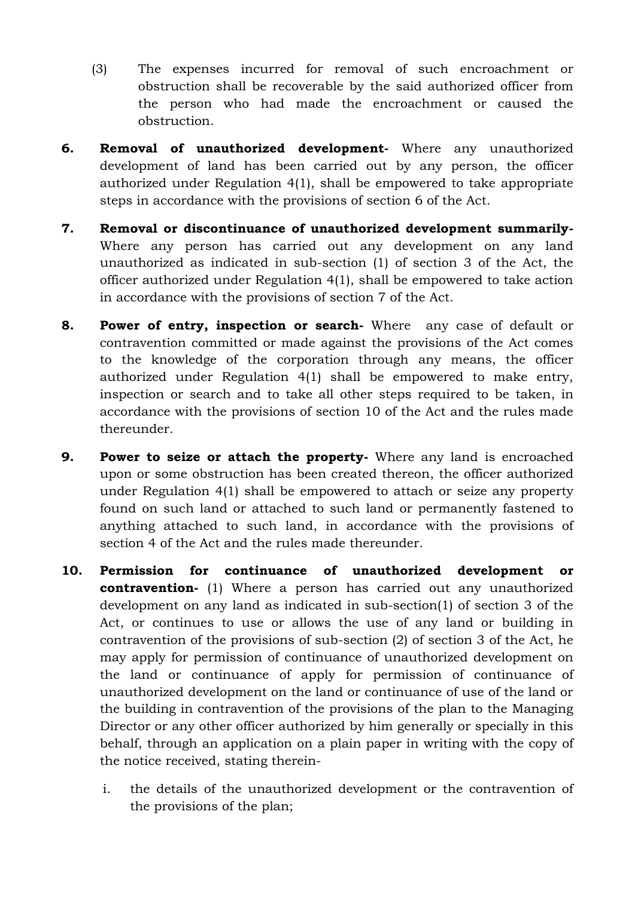(3) The expenses incurred for removal of such encroachment or obstruction shall be recoverable by the said authorized officer from the person who had made the encroachment or caused the obstruction.

**6. Removal of unauthorized development-** Where any unauthorized development of land has been carried out by any person, the officer authorized under Regulation 4(1), shall be empowered to take appropriate steps in accordance with the provisions of section 6 of the Act.

**7. Removal or discontinuance of unauthorized development summarily-** Where any person has carried out any development on any land unauthorized as indicated in sub-section (1) of section 3 of the Act, the officer authorized under Regulation 4(1), shall be empowered to take action in accordance with the provisions of section 7 of the Act.

**8. Power of entry, inspection or search-** Where any case of default or contravention committed or made against the provisions of the Act comes to the knowledge of the corporation through any means, the officer authorized under Regulation 4(1) shall be empowered to make entry, inspection or search and to take all other steps required to be taken, in accordance with the provisions of section 10 of the Act and the rules made thereunder.

**9. Power to seize or attach the property-** Where any land is encroached upon or some obstruction has been created thereon, the officer authorized under Regulation 4(1) shall be empowered to attach or seize any property found on such land or attached to such land or permanently fastened to anything attached to such land, in accordance with the provisions of section 4 of the Act and the rules made thereunder.

**10. Permission for continuance of unauthorized development or contravention-** (1) Where a person has carried out any unauthorized development on any land as indicated in sub-section(1) of section 3 of the Act, or continues to use or allows the use of any land or building in contravention of the provisions of sub-section (2) of section 3 of the Act, he may apply for permission of continuance of unauthorized development on the land or continuance of apply for permission of continuance of unauthorized development on the land or continuance of use of the land or the building in contravention of the provisions of the plan to the Managing Director or any other officer authorized by him generally or specially in this behalf, through an application on a plain paper in writing with the copy of the notice received, stating therein-

i. the details of the unauthorized development or the contravention of the provisions of the plan;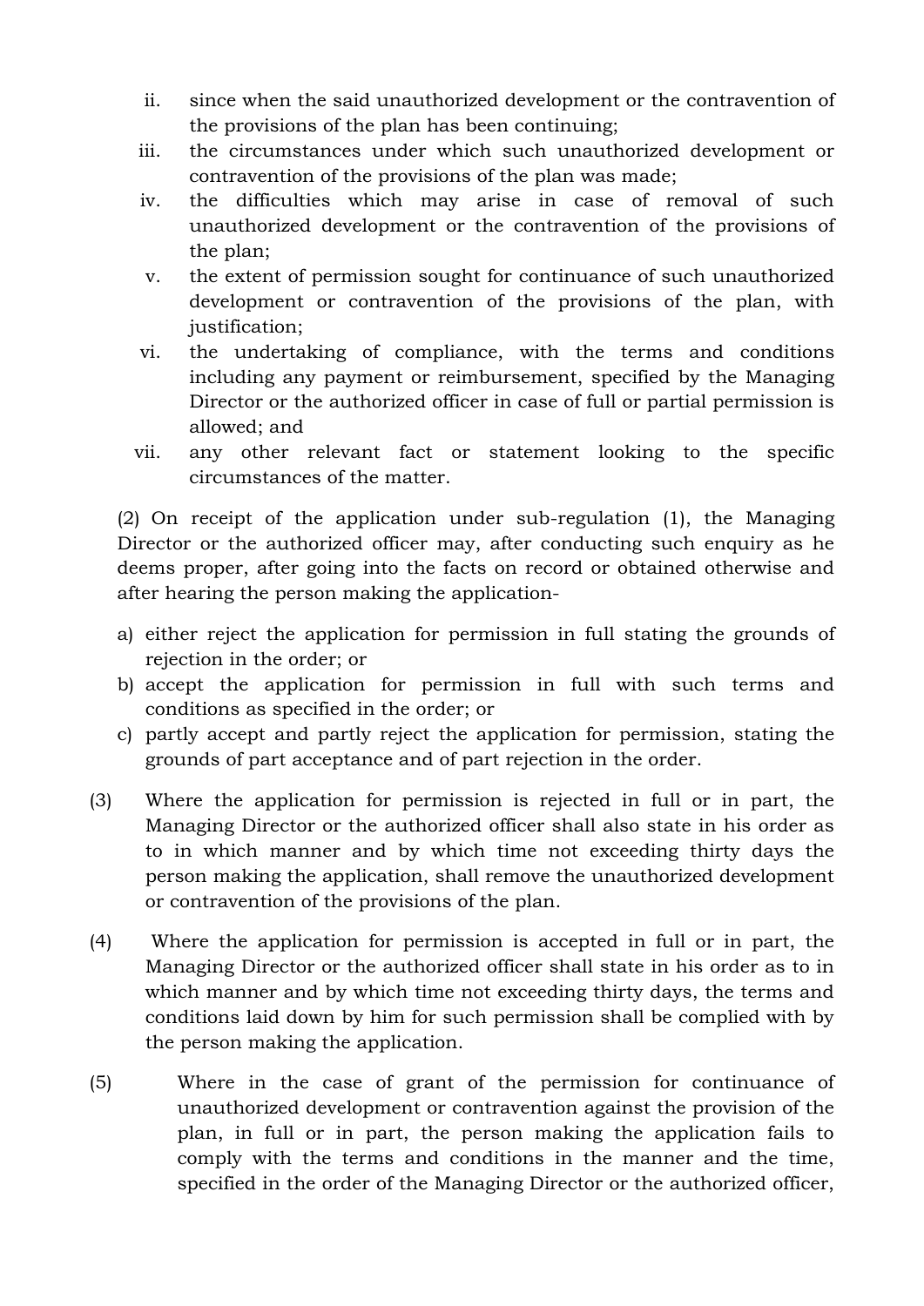ii. since when the said unauthorized development or the contravention of the provisions of the plan has been continuing;

iii. the circumstances under which such unauthorized development or contravention of the provisions of the plan was made;

iv. the difficulties which may arise in case of removal of such unauthorized development or the contravention of the provisions of the plan;

v. the extent of permission sought for continuance of such unauthorized development or contravention of the provisions of the plan, with justification;

vi. the undertaking of compliance, with the terms and conditions including any payment or reimbursement, specified by the Managing Director or the authorized officer in case of full or partial permission is allowed; and

vii. any other relevant fact or statement looking to the specific circumstances of the matter.

(2) On receipt of the application under sub-regulation (1), the Managing Director or the authorized officer may, after conducting such enquiry as he deems proper, after going into the facts on record or obtained otherwise and after hearing the person making the application-

a) either reject the application for permission in full stating the grounds of rejection in the order; or
b) accept the application for permission in full with such terms and conditions as specified in the order; or
c) partly accept and partly reject the application for permission, stating the grounds of part acceptance and of part rejection in the order.

(3) Where the application for permission is rejected in full or in part, the Managing Director or the authorized officer shall also state in his order as to in which manner and by which time not exceeding thirty days the person making the application, shall remove the unauthorized development or contravention of the provisions of the plan.

(4) Where the application for permission is accepted in full or in part, the Managing Director or the authorized officer shall state in his order as to in which manner and by which time not exceeding thirty days, the terms and conditions laid down by him for such permission shall be complied with by the person making the application.

(5) Where in the case of grant of the permission for continuance of unauthorized development or contravention against the provision of the plan, in full or in part, the person making the application fails to comply with the terms and conditions in the manner and the time, specified in the order of the Managing Director or the authorized officer,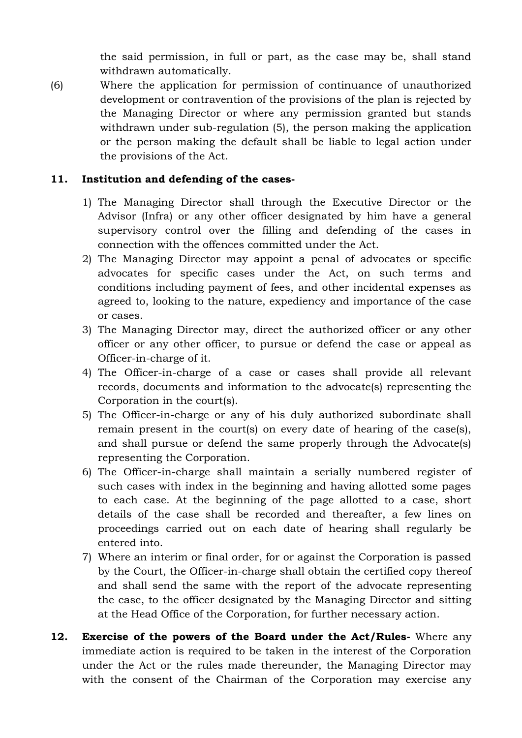the said permission, in full or part, as the case may be, shall stand withdrawn automatically.

(6) Where the application for permission of continuance of unauthorized development or contravention of the provisions of the plan is rejected by the Managing Director or where any permission granted but stands withdrawn under sub-regulation (5), the person making the application or the person making the default shall be liable to legal action under the provisions of the Act.

**11. Institution and defending of the cases-**

1) The Managing Director shall through the Executive Director or the Advisor (Infra) or any other officer designated by him have a general supervisory control over the filling and defending of the cases in connection with the offences committed under the Act.
2) The Managing Director may appoint a penal of advocates or specific advocates for specific cases under the Act, on such terms and conditions including payment of fees, and other incidental expenses as agreed to, looking to the nature, expediency and importance of the case or cases.
3) The Managing Director may, direct the authorized officer or any other officer or any other officer, to pursue or defend the case or appeal as Officer-in-charge of it.
4) The Officer-in-charge of a case or cases shall provide all relevant records, documents and information to the advocate(s) representing the Corporation in the court(s).
5) The Officer-in-charge or any of his duly authorized subordinate shall remain present in the court(s) on every date of hearing of the case(s), and shall pursue or defend the same properly through the Advocate(s) representing the Corporation.
6) The Officer-in-charge shall maintain a serially numbered register of such cases with index in the beginning and having allotted some pages to each case. At the beginning of the page allotted to a case, short details of the case shall be recorded and thereafter, a few lines on proceedings carried out on each date of hearing shall regularly be entered into.
7) Where an interim or final order, for or against the Corporation is passed by the Court, the Officer-in-charge shall obtain the certified copy thereof and shall send the same with the report of the advocate representing the case, to the officer designated by the Managing Director and sitting at the Head Office of the Corporation, for further necessary action.

**12. Exercise of the powers of the Board under the Act/Rules-** Where any immediate action is required to be taken in the interest of the Corporation under the Act or the rules made thereunder, the Managing Director may with the consent of the Chairman of the Corporation may exercise any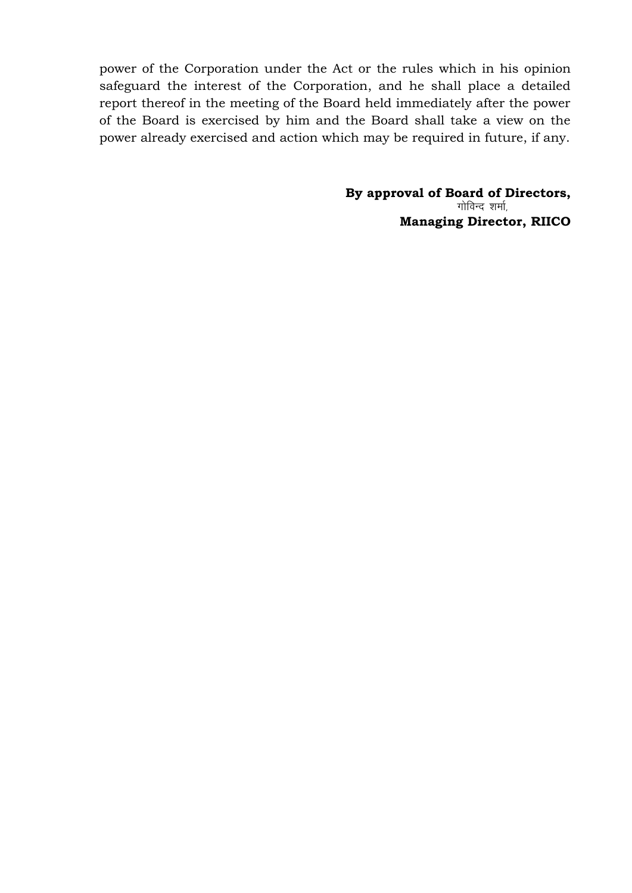power of the Corporation under the Act or the rules which in his opinion safeguard the interest of the Corporation, and he shall place a detailed report thereof in the meeting of the Board held immediately after the power of the Board is exercised by him and the Board shall take a view on the power already exercised and action which may be required in future, if any.

**By approval of Board of Directors,**

गोविन्द शर्मा,

**Managing Director, RIICO**